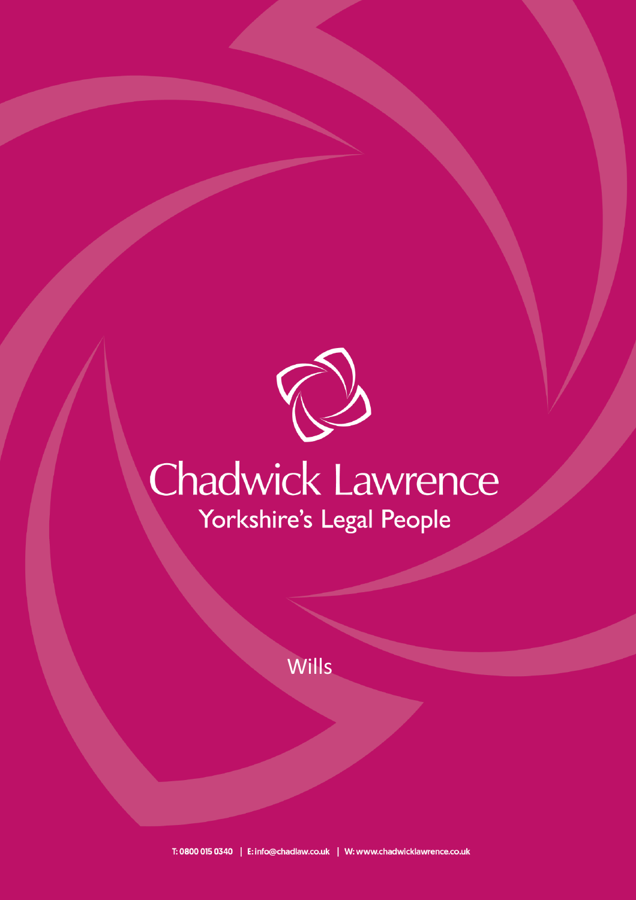# Chadwick Lawrence

## Yorkshire's Legal People

Wills

T: 0800 015 0340 | E: info@chadlaw.co.uk | W: www.chadwicklawrence.co.uk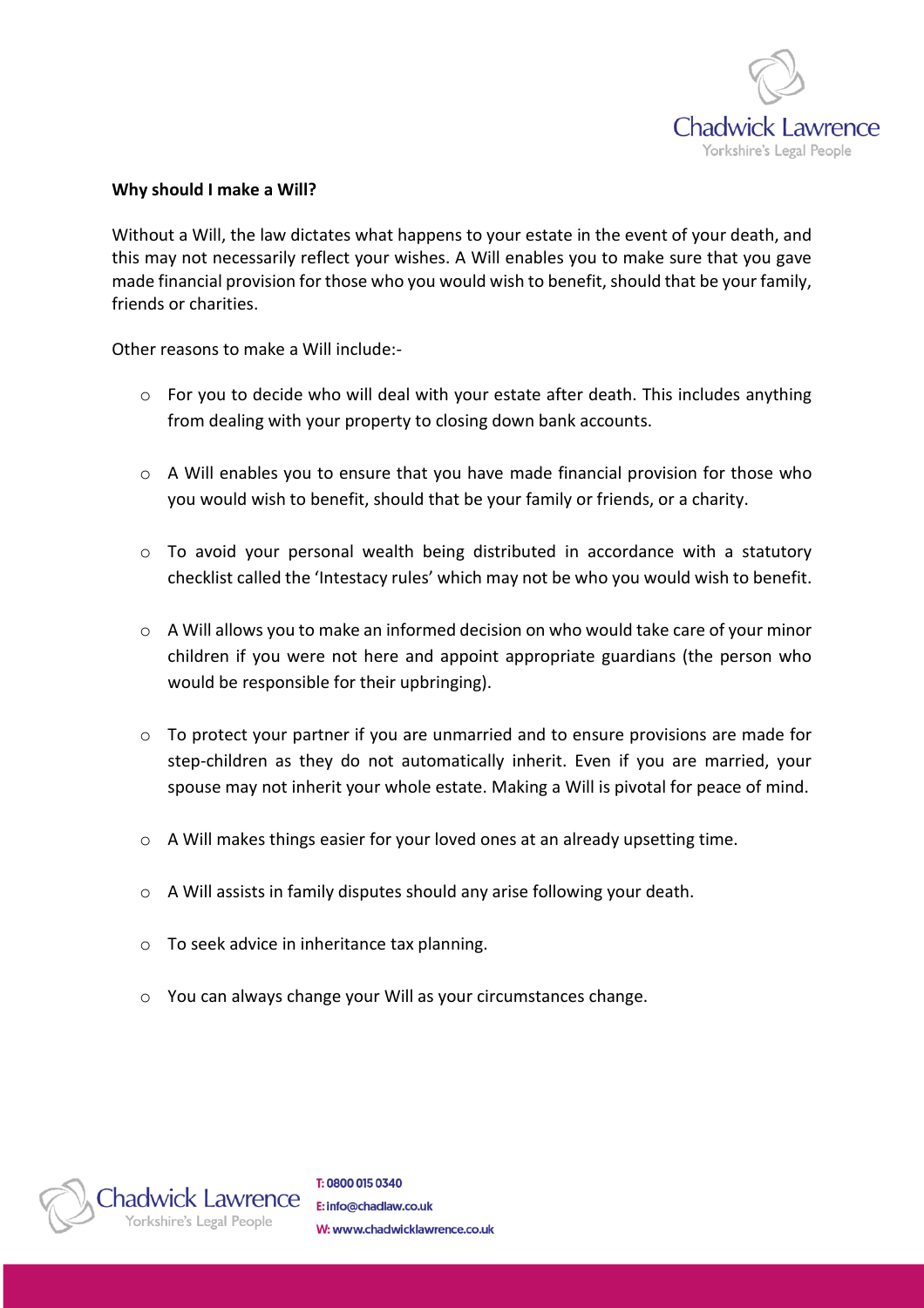**Why should I make a Will?**

Without a Will, the law dictates what happens to your estate in the event of your death, and this may not necessarily reflect your wishes. A Will enables you to make sure that you gave made financial provision for those who you would wish to benefit, should that be your family, friends or charities.

Other reasons to make a Will include:-

- For you to decide who will deal with your estate after death. This includes anything from dealing with your property to closing down bank accounts.
- A Will enables you to ensure that you have made financial provision for those who you would wish to benefit, should that be your family or friends, or a charity.
- To avoid your personal wealth being distributed in accordance with a statutory checklist called the 'Intestacy rules' which may not be who you would wish to benefit.
- A Will allows you to make an informed decision on who would take care of your minor children if you were not here and appoint appropriate guardians (the person who would be responsible for their upbringing).
- To protect your partner if you are unmarried and to ensure provisions are made for step-children as they do not automatically inherit. Even if you are married, your spouse may not inherit your whole estate. Making a Will is pivotal for peace of mind.
- A Will makes things easier for your loved ones at an already upsetting time.
- A Will assists in family disputes should any arise following your death.
- To seek advice in inheritance tax planning.
- You can always change your Will as your circumstances change.